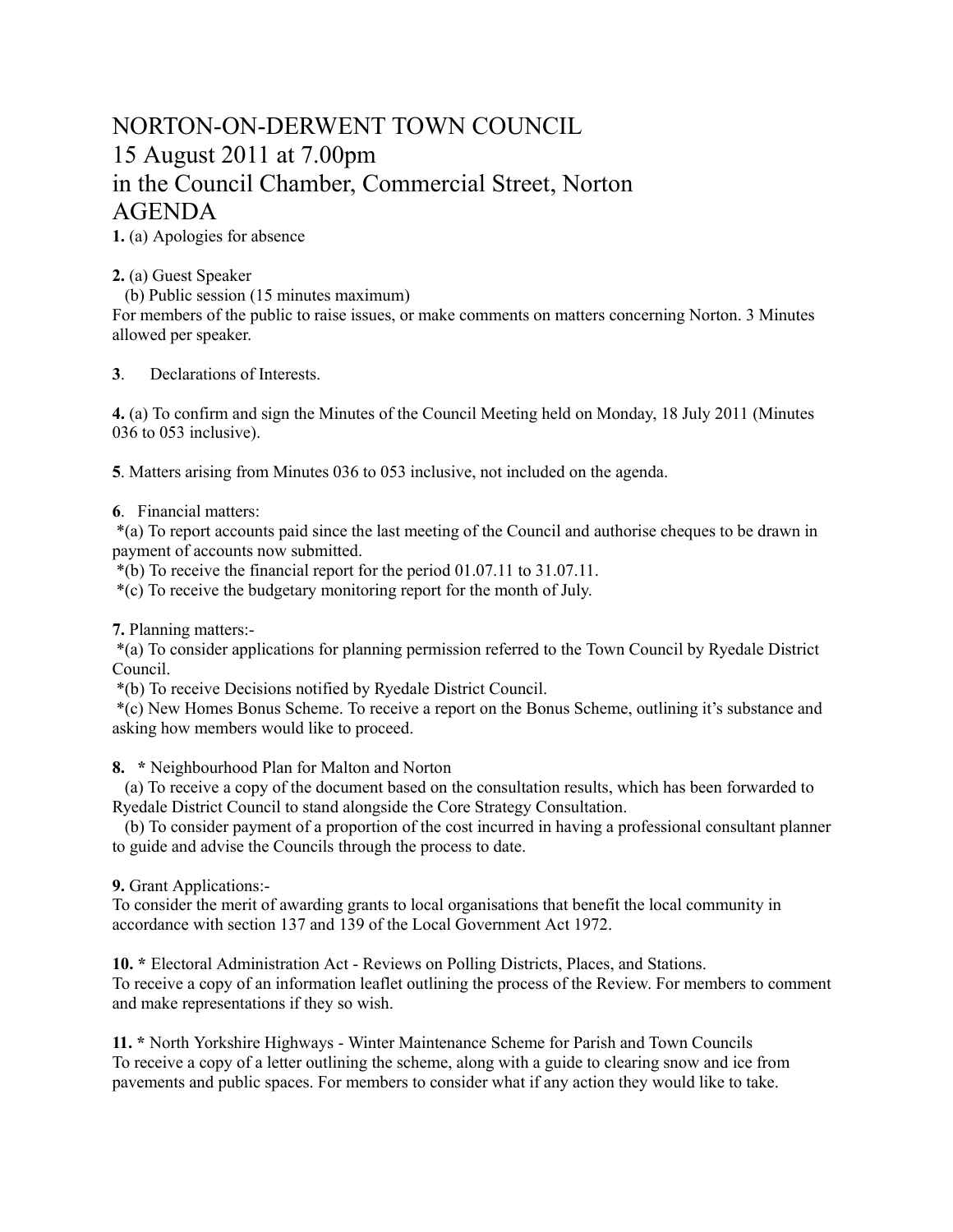# NORTON-ON-DERWENT TOWN COUNCIL
# 15 August 2011 at 7.00pm
# in the Council Chamber, Commercial Street, Norton
# AGENDA

**1.** (a) Apologies for absence

**2.** (a) Guest Speaker
(b) Public session (15 minutes maximum)
For members of the public to raise issues, or make comments on matters concerning Norton. 3 Minutes allowed per speaker.

**3**. Declarations of Interests.

**4.** (a) To confirm and sign the Minutes of the Council Meeting held on Monday, 18 July 2011 (Minutes 036 to 053 inclusive).

**5**. Matters arising from Minutes 036 to 053 inclusive, not included on the agenda.

**6**. Financial matters:
*(a) To report accounts paid since the last meeting of the Council and authorise cheques to be drawn in payment of accounts now submitted.
*(b) To receive the financial report for the period 01.07.11 to 31.07.11.
*(c) To receive the budgetary monitoring report for the month of July.

**7.** Planning matters:-
*(a) To consider applications for planning permission referred to the Town Council by Ryedale District Council.
*(b) To receive Decisions notified by Ryedale District Council.
*(c) New Homes Bonus Scheme. To receive a report on the Bonus Scheme, outlining it's substance and asking how members would like to proceed.

**8.** **\*** Neighbourhood Plan for Malton and Norton
(a) To receive a copy of the document based on the consultation results, which has been forwarded to Ryedale District Council to stand alongside the Core Strategy Consultation.
(b) To consider payment of a proportion of the cost incurred in having a professional consultant planner to guide and advise the Councils through the process to date.

**9.** Grant Applications:-
To consider the merit of awarding grants to local organisations that benefit the local community in accordance with section 137 and 139 of the Local Government Act 1972.

**10.** **\*** Electoral Administration Act - Reviews on Polling Districts, Places, and Stations.
To receive a copy of an information leaflet outlining the process of the Review. For members to comment and make representations if they so wish.

**11.** **\*** North Yorkshire Highways - Winter Maintenance Scheme for Parish and Town Councils
To receive a copy of a letter outlining the scheme, along with a guide to clearing snow and ice from pavements and public spaces. For members to consider what if any action they would like to take.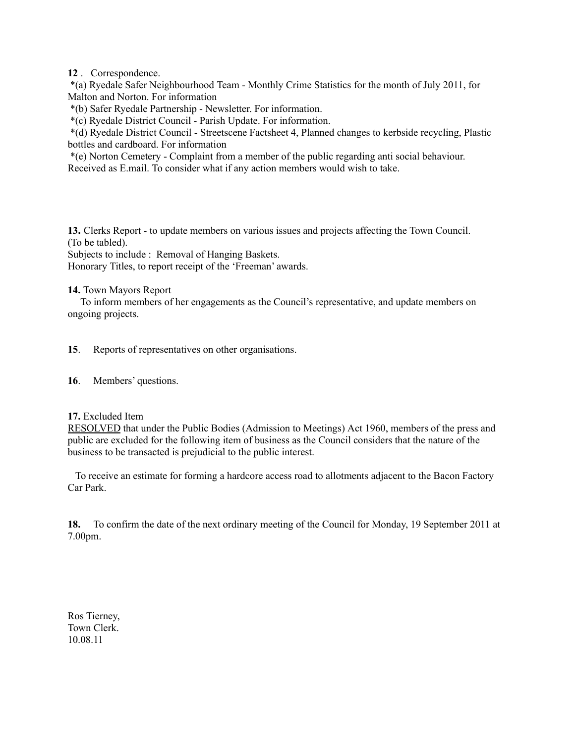**12** . Correspondence.

*(a) Ryedale Safer Neighbourhood Team - Monthly Crime Statistics for the month of July 2011, for Malton and Norton. For information

*(b) Safer Ryedale Partnership - Newsletter. For information.

*(c) Ryedale District Council - Parish Update. For information.

*(d) Ryedale District Council - Streetscene Factsheet 4, Planned changes to kerbside recycling, Plastic bottles and cardboard. For information

*(e) Norton Cemetery - Complaint from a member of the public regarding anti social behaviour. Received as E.mail. To consider what if any action members would wish to take.

**13.** Clerks Report - to update members on various issues and projects affecting the Town Council. (To be tabled).

Subjects to include : Removal of Hanging Baskets.

Honorary Titles, to report receipt of the 'Freeman' awards.

**14.** Town Mayors Report

To inform members of her engagements as the Council's representative, and update members on ongoing projects.

**15**. Reports of representatives on other organisations.

**16**. Members' questions.

**17.** Excluded Item

RESOLVED that under the Public Bodies (Admission to Meetings) Act 1960, members of the press and public are excluded for the following item of business as the Council considers that the nature of the business to be transacted is prejudicial to the public interest.

To receive an estimate for forming a hardcore access road to allotments adjacent to the Bacon Factory Car Park.

**18.** To confirm the date of the next ordinary meeting of the Council for Monday, 19 September 2011 at 7.00pm.

Ros Tierney,
Town Clerk.
10.08.11